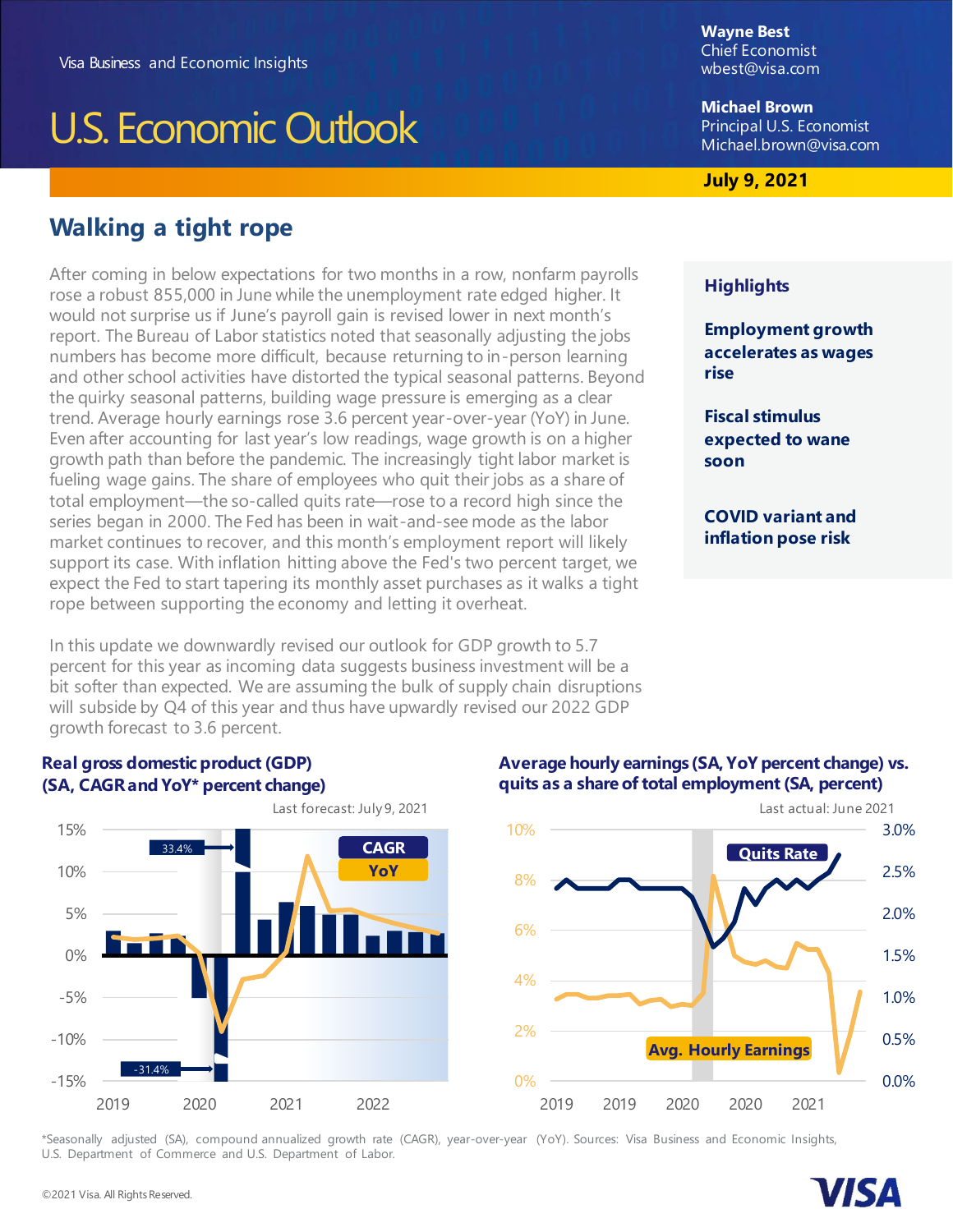Visa Business and Economic Insights

# U.S. Economic Outlook

**Wayne Best**
Chief Economist
wbest@visa.com

**Michael Brown**
Principal U.S. Economist
Michael.brown@visa.com

**July 9, 2021**

## Walking a tight rope

After coming in below expectations for two months in a row, nonfarm payrolls rose a robust 855,000 in June while the unemployment rate edged higher. It would not surprise us if June's payroll gain is revised lower in next month's report. The Bureau of Labor statistics noted that seasonally adjusting the jobs numbers has become more difficult, because returning to in-person learning and other school activities have distorted the typical seasonal patterns. Beyond the quirky seasonal patterns, building wage pressure is emerging as a clear trend. Average hourly earnings rose 3.6 percent year-over-year (YoY) in June. Even after accounting for last year's low readings, wage growth is on a higher growth path than before the pandemic. The increasingly tight labor market is fueling wage gains. The share of employees who quit their jobs as a share of total employment—the so-called quits rate—rose to a record high since the series began in 2000. The Fed has been in wait-and-see mode as the labor market continues to recover, and this month's employment report will likely support its case. With inflation hitting above the Fed's two percent target, we expect the Fed to start tapering its monthly asset purchases as it walks a tight rope between supporting the economy and letting it overheat.

In this update we downwardly revised our outlook for GDP growth to 5.7 percent for this year as incoming data suggests business investment will be a bit softer than expected. We are assuming the bulk of supply chain disruptions will subside by Q4 of this year and thus have upwardly revised our 2022 GDP growth forecast to 3.6 percent.

### Highlights

**Employment growth accelerates as wages rise**

**Fiscal stimulus expected to wane soon**

**COVID variant and inflation pose risk**

**Real gross domestic product (GDP) (SA, CAGR and YoY* percent change)**

Last forecast: July 9, 2021

**Average hourly earnings (SA, YoY percent change) vs. quits as a share of total employment (SA, percent)**

Last actual: June 2021

*Seasonally adjusted (SA), compound annualized growth rate (CAGR), year-over-year (YoY). Sources: Visa Business and Economic Insights, U.S. Department of Commerce and U.S. Department of Labor.

©2021 Visa. All Rights Reserved.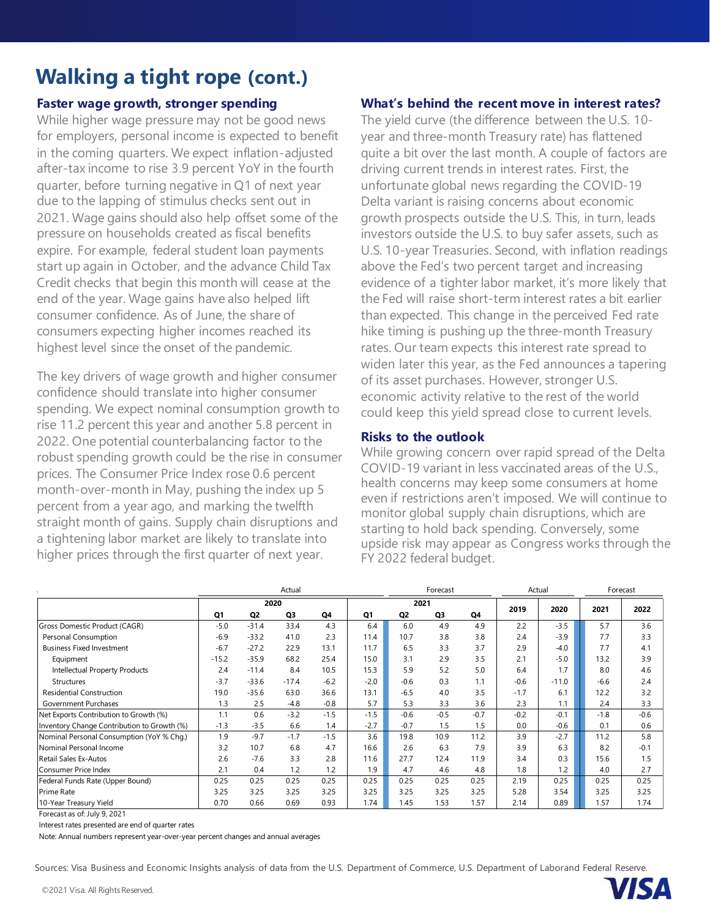# Walking a tight rope (cont.)

### Faster wage growth, stronger spending

While higher wage pressure may not be good news for employers, personal income is expected to benefit in the coming quarters. We expect inflation-adjusted after-tax income to rise 3.9 percent YoY in the fourth quarter, before turning negative in Q1 of next year due to the lapping of stimulus checks sent out in 2021. Wage gains should also help offset some of the pressure on households created as fiscal benefits expire. For example, federal student loan payments start up again in October, and the advance Child Tax Credit checks that begin this month will cease at the end of the year. Wage gains have also helped lift consumer confidence. As of June, the share of consumers expecting higher incomes reached its highest level since the onset of the pandemic.

The key drivers of wage growth and higher consumer confidence should translate into higher consumer spending. We expect nominal consumption growth to rise 11.2 percent this year and another 5.8 percent in 2022. One potential counterbalancing factor to the robust spending growth could be the rise in consumer prices. The Consumer Price Index rose 0.6 percent month-over-month in May, pushing the index up 5 percent from a year ago, and marking the twelfth straight month of gains. Supply chain disruptions and a tightening labor market are likely to translate into higher prices through the first quarter of next year.

### What's behind the recent move in interest rates?

The yield curve (the difference between the U.S. 10-year and three-month Treasury rate) has flattened quite a bit over the last month. A couple of factors are driving current trends in interest rates. First, the unfortunate global news regarding the COVID-19 Delta variant is raising concerns about economic growth prospects outside the U.S. This, in turn, leads investors outside the U.S. to buy safer assets, such as U.S. 10-year Treasuries. Second, with inflation readings above the Fed's two percent target and increasing evidence of a tighter labor market, it's more likely that the Fed will raise short-term interest rates a bit earlier than expected. This change in the perceived Fed rate hike timing is pushing up the three-month Treasury rates. Our team expects this interest rate spread to widen later this year, as the Fed announces a tapering of its asset purchases. However, stronger U.S. economic activity relative to the rest of the world could keep this yield spread close to current levels.

### Risks to the outlook

While growing concern over rapid spread of the Delta COVID-19 variant in less vaccinated areas of the U.S., health concerns may keep some consumers at home even if restrictions aren't imposed. We will continue to monitor global supply chain disruptions, which are starting to hold back spending. Conversely, some upside risk may appear as Congress works through the FY 2022 federal budget.

| | Actual | | | | Forecast | | | | Actual | | Forecast | |
|---|---|---|---|---|---|---|---|---|---|---|---|---|
| | 2020 | | | | 2021 | | | | 2019 | 2020 | 2021 | 2022 |
| | Q1 | Q2 | Q3 | Q4 | Q1 | Q2 | Q3 | Q4 | | | | |
| Gross Domestic Product (CAGR) | -5.0 | -31.4 | 33.4 | 4.3 | 6.4 | 6.0 | 4.9 | 4.9 | 2.2 | -3.5 | 5.7 | 3.6 |
| Personal Consumption | -6.9 | -33.2 | 41.0 | 2.3 | 11.4 | 10.7 | 3.8 | 3.8 | 2.4 | -3.9 | 7.7 | 3.3 |
| Business Fixed Investment | -6.7 | -27.2 | 22.9 | 13.1 | 11.7 | 6.5 | 3.3 | 3.7 | 2.9 | -4.0 | 7.7 | 4.1 |
| Equipment | -15.2 | -35.9 | 68.2 | 25.4 | 15.0 | 3.1 | 2.9 | 3.5 | 2.1 | -5.0 | 13.2 | 3.9 |
| Intellectual Property Products | 2.4 | -11.4 | 8.4 | 10.5 | 15.3 | 5.9 | 5.2 | 5.0 | 6.4 | 1.7 | 8.0 | 4.6 |
| Structures | -3.7 | -33.6 | -17.4 | -6.2 | -2.0 | -0.6 | 0.3 | 1.1 | -0.6 | -11.0 | -6.6 | 2.4 |
| Residential Construction | 19.0 | -35.6 | 63.0 | 36.6 | 13.1 | -6.5 | 4.0 | 3.5 | -1.7 | 6.1 | 12.2 | 3.2 |
| Government Purchases | 1.3 | 2.5 | -4.8 | -0.8 | 5.7 | 5.3 | 3.3 | 3.6 | 2.3 | 1.1 | 2.4 | 3.3 |
| Net Exports Contribution to Growth (%) | 1.1 | 0.6 | -3.2 | -1.5 | -1.5 | -0.6 | -0.5 | -0.7 | -0.2 | -0.1 | -1.8 | -0.6 |
| Inventory Change Contribution to Growth (%) | -1.3 | -3.5 | 6.6 | 1.4 | -2.7 | -0.7 | 1.5 | 1.5 | 0.0 | -0.6 | 0.1 | 0.6 |
| Nominal Personal Consumption (YoY % Chg.) | 1.9 | -9.7 | -1.7 | -1.5 | 3.6 | 19.8 | 10.9 | 11.2 | 3.9 | -2.7 | 11.2 | 5.8 |
| Nominal Personal Income | 3.2 | 10.7 | 6.8 | 4.7 | 16.6 | 2.6 | 6.3 | 7.9 | 3.9 | 6.3 | 8.2 | -0.1 |
| Retail Sales Ex-Autos | 2.6 | -7.6 | 3.3 | 2.8 | 11.6 | 27.7 | 12.4 | 11.9 | 3.4 | 0.3 | 15.6 | 1.5 |
| Consumer Price Index | 2.1 | 0.4 | 1.2 | 1.2 | 1.9 | 4.7 | 4.6 | 4.8 | 1.8 | 1.2 | 4.0 | 2.7 |
| Federal Funds Rate (Upper Bound) | 0.25 | 0.25 | 0.25 | 0.25 | 0.25 | 0.25 | 0.25 | 0.25 | 2.19 | 0.25 | 0.25 | 0.25 |
| Prime Rate | 3.25 | 3.25 | 3.25 | 3.25 | 3.25 | 3.25 | 3.25 | 3.25 | 5.28 | 3.54 | 3.25 | 3.25 |
| 10-Year Treasury Yield | 0.70 | 0.66 | 0.69 | 0.93 | 1.74 | 1.45 | 1.53 | 1.57 | 2.14 | 0.89 | 1.57 | 1.74 |

Forecast as of: July 9, 2021

Interest rates presented are end of quarter rates

Note: Annual numbers represent year-over-year percent changes and annual averages

Sources: Visa Business and Economic Insights analysis of data from the U.S. Department of Commerce, U.S. Department of Laborand Federal Reserve.

©2021 Visa. All Rights Reserved.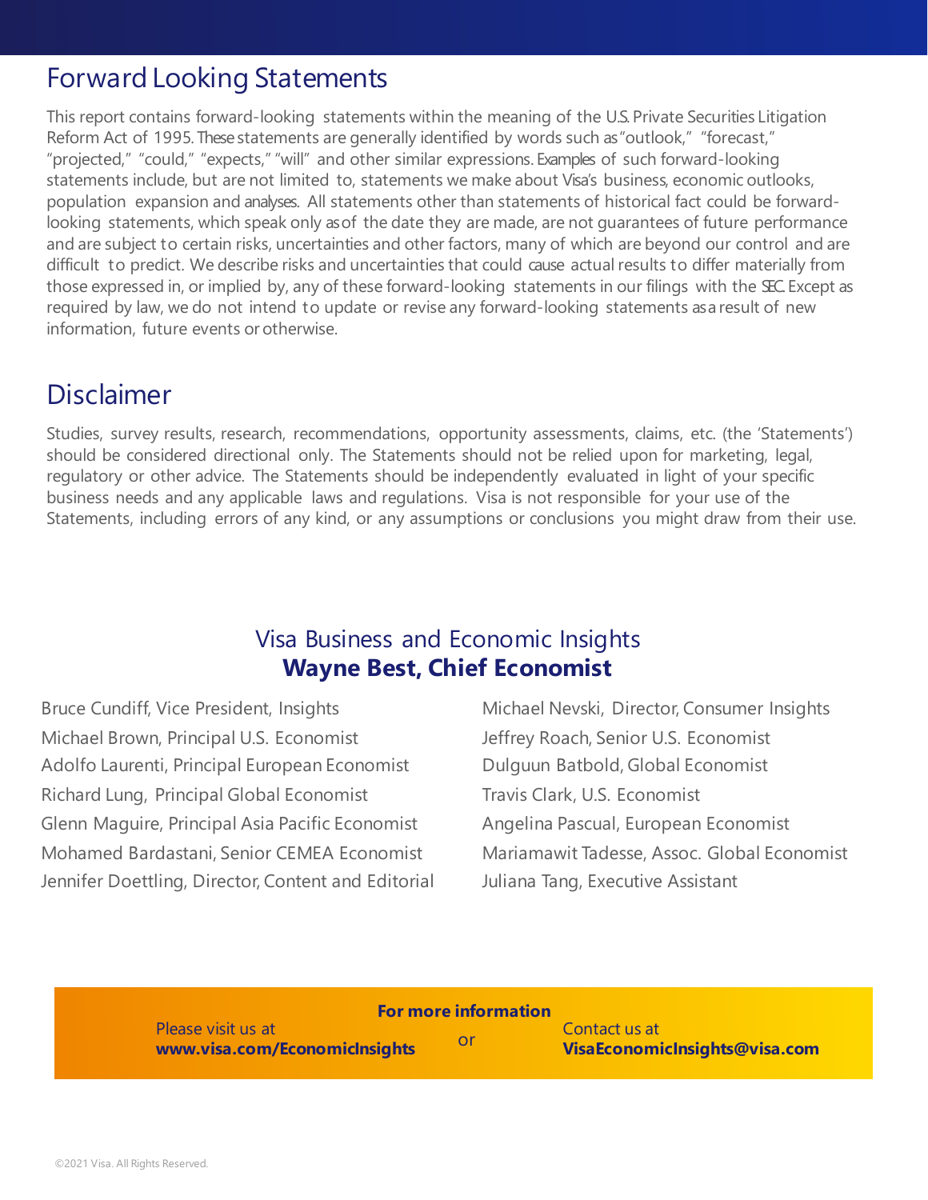## Forward Looking Statements

This report contains forward-looking statements within the meaning of the U.S. Private Securities Litigation Reform Act of 1995. These statements are generally identified by words such as "outlook," "forecast," "projected," "could," "expects," "will" and other similar expressions. Examples of such forward-looking statements include, but are not limited to, statements we make about Visa's business, economic outlooks, population expansion and analyses. All statements other than statements of historical fact could be forward-looking statements, which speak only as of the date they are made, are not guarantees of future performance and are subject to certain risks, uncertainties and other factors, many of which are beyond our control and are difficult to predict. We describe risks and uncertainties that could cause actual results to differ materially from those expressed in, or implied by, any of these forward-looking statements in our filings with the SEC. Except as required by law, we do not intend to update or revise any forward-looking statements as a result of new information, future events or otherwise.

## Disclaimer

Studies, survey results, research, recommendations, opportunity assessments, claims, etc. (the 'Statements') should be considered directional only. The Statements should not be relied upon for marketing, legal, regulatory or other advice. The Statements should be independently evaluated in light of your specific business needs and any applicable laws and regulations. Visa is not responsible for your use of the Statements, including errors of any kind, or any assumptions or conclusions you might draw from their use.

### Visa Business and Economic Insights
**Wayne Best, Chief Economist**

Bruce Cundiff, Vice President, Insights
Michael Brown, Principal U.S. Economist
Adolfo Laurenti, Principal European Economist
Richard Lung, Principal Global Economist
Glenn Maguire, Principal Asia Pacific Economist
Mohamed Bardastani, Senior CEMEA Economist
Jennifer Doettling, Director, Content and Editorial
Michael Nevski, Director, Consumer Insights
Jeffrey Roach, Senior U.S. Economist
Dulguun Batbold, Global Economist
Travis Clark, U.S. Economist
Angelina Pascual, European Economist
Mariamawit Tadesse, Assoc. Global Economist
Juliana Tang, Executive Assistant

**For more information**

Please visit us at **www.visa.com/EconomicInsights** or Contact us at **VisaEconomicInsights@visa.com**

©2021 Visa. All Rights Reserved.